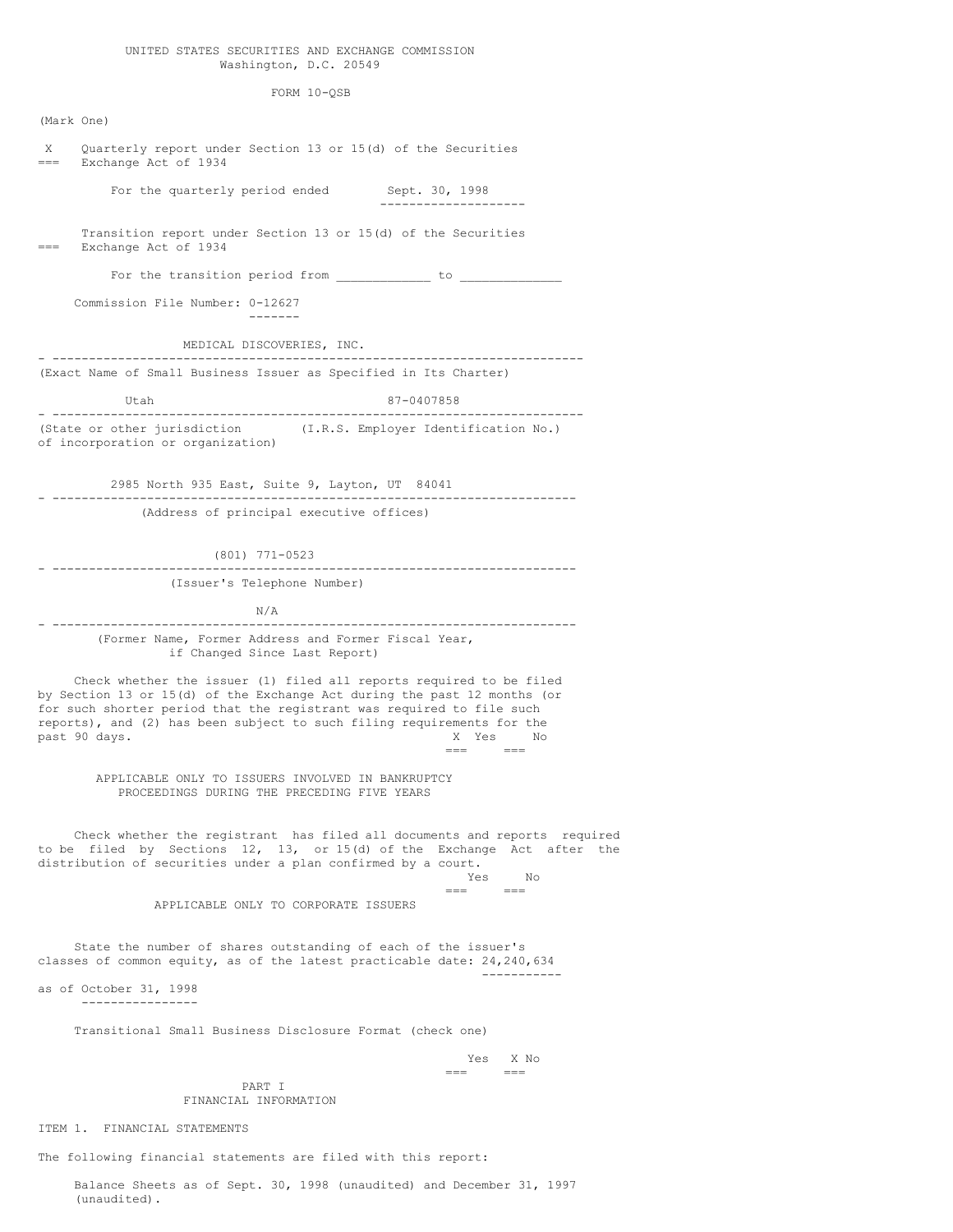UNITED STATES SECURITIES AND EXCHANGE COMMISSION
Washington, D.C. 20549

FORM 10-QSB

(Mark One)

X Quarterly report under Section 13 or 15(d) of the Securities Exchange Act of 1934

For the quarterly period ended Sept. 30, 1998

Transition report under Section 13 or 15(d) of the Securities Exchange Act of 1934

For the transition period from ____________ to _____________

Commission File Number: 0-12627

MEDICAL DISCOVERIES, INC.

(Exact Name of Small Business Issuer as Specified in Its Charter)

| Utah | 87-0407858 |
|---|---|
| (State or other jurisdiction of incorporation or organization) | (I.R.S. Employer Identification No.) |

2985 North 935 East, Suite 9, Layton, UT 84041

(Address of principal executive offices)

(801) 771-0523

(Issuer's Telephone Number)

N/A

(Former Name, Former Address and Former Fiscal Year, if Changed Since Last Report)

Check whether the issuer (1) filed all reports required to be filed by Section 13 or 15(d) of the Exchange Act during the past 12 months (or for such shorter period that the registrant was required to file such reports), and (2) has been subject to such filing requirements for the past 90 days. X Yes No

APPLICABLE ONLY TO ISSUERS INVOLVED IN BANKRUPTCY PROCEEDINGS DURING THE PRECEDING FIVE YEARS

Check whether the registrant has filed all documents and reports required to be filed by Sections 12, 13, or 15(d) of the Exchange Act after the distribution of securities under a plan confirmed by a court. Yes No

APPLICABLE ONLY TO CORPORATE ISSUERS

State the number of shares outstanding of each of the issuer's classes of common equity, as of the latest practicable date: 24,240,634 as of October 31, 1998

Transitional Small Business Disclosure Format (check one)

Yes X No

PART I
FINANCIAL INFORMATION

ITEM 1. FINANCIAL STATEMENTS

The following financial statements are filed with this report:

Balance Sheets as of Sept. 30, 1998 (unaudited) and December 31, 1997 (unaudited).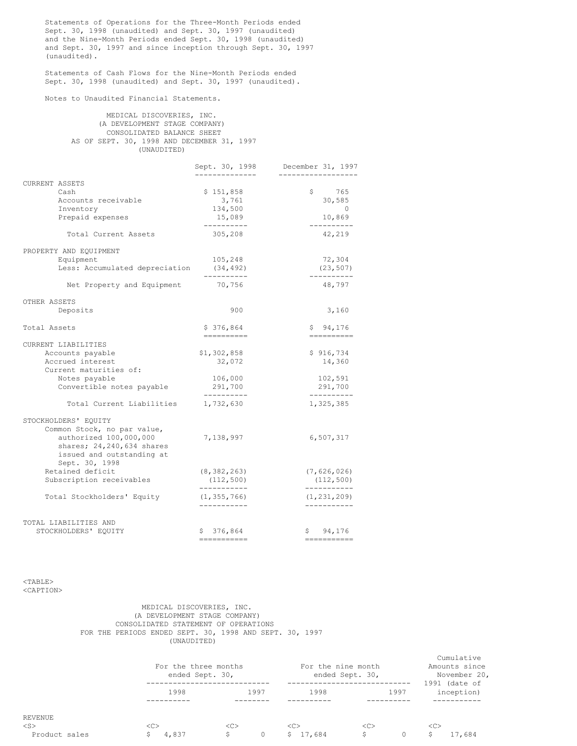Statements of Operations for the Three-Month Periods ended Sept. 30, 1998 (unaudited) and Sept. 30, 1997 (unaudited) and the Nine-Month Periods ended Sept. 30, 1998 (unaudited) and Sept. 30, 1997 and since inception through Sept. 30, 1997 (unaudited).

Statements of Cash Flows for the Nine-Month Periods ended Sept. 30, 1998 (unaudited) and Sept. 30, 1997 (unaudited).

Notes to Unaudited Financial Statements.

MEDICAL DISCOVERIES, INC.
(A DEVELOPMENT STAGE COMPANY)
CONSOLIDATED BALANCE SHEET
AS OF SEPT. 30, 1998 AND DECEMBER 31, 1997
(UNAUDITED)

| | Sept. 30, 1998 | December 31, 1997 |
|---|---|---|
| **CURRENT ASSETS** | | |
| Cash | $ 151,858 | $ 765 |
| Accounts receivable | 3,761 | 30,585 |
| Inventory | 134,500 | 0 |
| Prepaid expenses | 15,089 | 10,869 |
| Total Current Assets | 305,208 | 42,219 |
| **PROPERTY AND EQUIPMENT** | | |
| Equipment | 105,248 | 72,304 |
| Less: Accumulated depreciation | (34,492) | (23,507) |
| Net Property and Equipment | 70,756 | 48,797 |
| **OTHER ASSETS** | | |
| Deposits | 900 | 3,160 |
| Total Assets | $ 376,864 | $ 94,176 |
| **CURRENT LIABILITIES** | | |
| Accounts payable | $1,302,858 | $ 916,734 |
| Accrued interest | 32,072 | 14,360 |
| Current maturities of: | | |
| Notes payable | 106,000 | 102,591 |
| Convertible notes payable | 291,700 | 291,700 |
| Total Current Liabilities | 1,732,630 | 1,325,385 |
| **STOCKHOLDERS' EQUITY** | | |
| Common Stock, no par value, authorized 100,000,000 shares; 24,240,634 shares issued and outstanding at Sept. 30, 1998 | 7,138,997 | 6,507,317 |
| Retained deficit | (8,382,263) | (7,626,026) |
| Subscription receivables | (112,500) | (112,500) |
| Total Stockholders' Equity | (1,355,766) | (1,231,209) |
| TOTAL LIABILITIES AND STOCKHOLDERS' EQUITY | $ 376,864 | $ 94,176 |

MEDICAL DISCOVERIES, INC.
(A DEVELOPMENT STAGE COMPANY)
CONSOLIDATED STATEMENT OF OPERATIONS
FOR THE PERIODS ENDED SEPT. 30, 1998 AND SEPT. 30, 1997
(UNAUDITED)

| | For the three months ended Sept. 30, | | For the nine month ended Sept. 30, | | Cumulative Amounts since November 20, 1991 (date of inception) |
|---|---|---|---|---|---|
| | 1998 | 1997 | 1998 | 1997 | |
| **REVENUE** | | | | | |
| Product sales | $ 4,837 | $ 0 | $ 17,684 | $ 0 | $ 17,684 |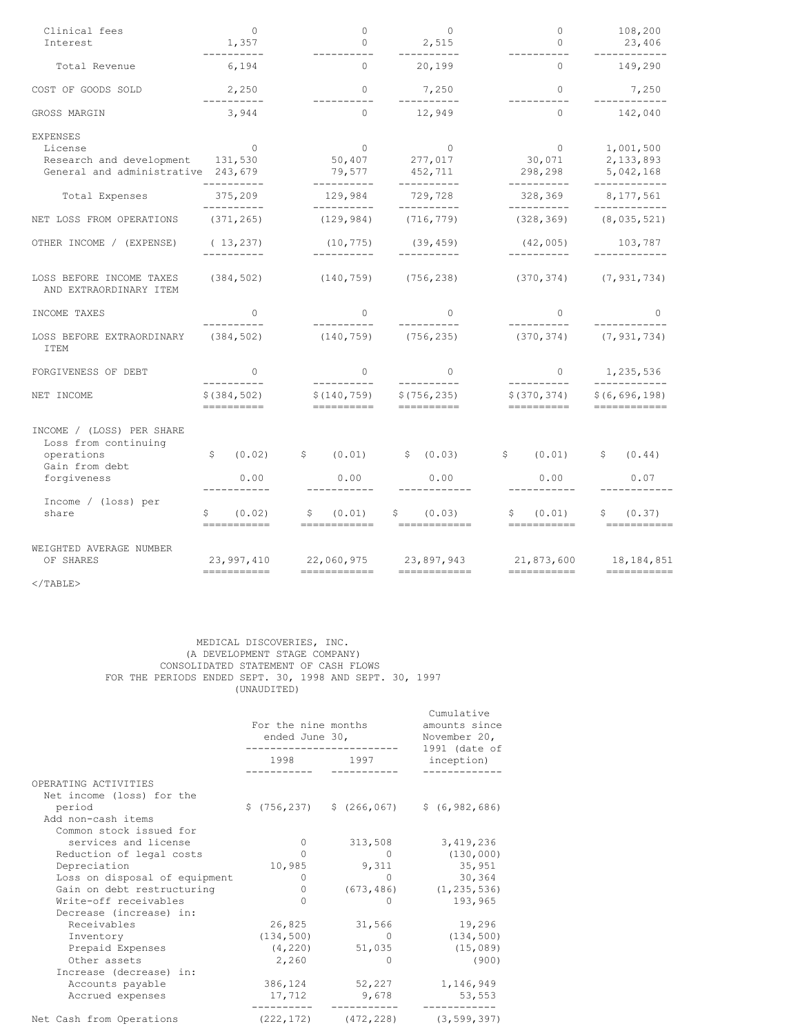| | | | | | |
|---|---|---|---|---|---|
| Clinical fees | 0 | 0 | 0 | 0 | 108,200 |
| Interest | 1,357 | 0 | 2,515 | 0 | 23,406 |
| Total Revenue | 6,194 | 0 | 20,199 | 0 | 149,290 |
| COST OF GOODS SOLD | 2,250 | 0 | 7,250 | 0 | 7,250 |
| GROSS MARGIN | 3,944 | 0 | 12,949 | 0 | 142,040 |
| EXPENSES | | | | | |
| License | 0 | 0 | 0 | 0 | 1,001,500 |
| Research and development | 131,530 | 50,407 | 277,017 | 30,071 | 2,133,893 |
| General and administrative | 243,679 | 79,577 | 452,711 | 298,298 | 5,042,168 |
| Total Expenses | 375,209 | 129,984 | 729,728 | 328,369 | 8,177,561 |
| NET LOSS FROM OPERATIONS | (371,265) | (129,984) | (716,779) | (328,369) | (8,035,521) |
| OTHER INCOME / (EXPENSE) | ( 13,237) | (10,775) | (39,459) | (42,005) | 103,787 |
| LOSS BEFORE INCOME TAXES AND EXTRAORDINARY ITEM | (384,502) | (140,759) | (756,238) | (370,374) | (7,931,734) |
| INCOME TAXES | 0 | 0 | 0 | 0 | 0 |
| LOSS BEFORE EXTRAORDINARY ITEM | (384,502) | (140,759) | (756,235) | (370,374) | (7,931,734) |
| FORGIVENESS OF DEBT | 0 | 0 | 0 | 0 | 1,235,536 |
| NET INCOME | $(384,502) | $(140,759) | $(756,235) | $(370,374) | $(6,696,198) |
| INCOME / (LOSS) PER SHARE | | | | | |
| Loss from continuing operations | $ (0.02) | $ (0.01) | $ (0.03) | $ (0.01) | $ (0.44) |
| Gain from debt forgiveness | 0.00 | 0.00 | 0.00 | 0.00 | 0.07 |
| Income / (loss) per share | $ (0.02) | $ (0.01) | $ (0.03) | $ (0.01) | $ (0.37) |
| WEIGHTED AVERAGE NUMBER OF SHARES | 23,997,410 | 22,060,975 | 23,897,943 | 21,873,600 | 18,184,851 |

</TABLE>

MEDICAL DISCOVERIES, INC.
(A DEVELOPMENT STAGE COMPANY)
CONSOLIDATED STATEMENT OF CASH FLOWS
FOR THE PERIODS ENDED SEPT. 30, 1998 AND SEPT. 30, 1997
(UNAUDITED)

| | For the nine months ended June 30, 1998 | For the nine months ended June 30, 1997 | Cumulative amounts since November 20, 1991 (date of inception) |
|---|---|---|---|
| OPERATING ACTIVITIES | | | |
| Net income (loss) for the period | $ (756,237) | $ (266,067) | $ (6,982,686) |
| Add non-cash items | | | |
| Common stock issued for services and license | 0 | 313,508 | 3,419,236 |
| Reduction of legal costs | 0 | 0 | (130,000) |
| Depreciation | 10,985 | 9,311 | 35,951 |
| Loss on disposal of equipment | 0 | 0 | 30,364 |
| Gain on debt restructuring | 0 | (673,486) | (1,235,536) |
| Write-off receivables | 0 | 0 | 193,965 |
| Decrease (increase) in: | | | |
| Receivables | 26,825 | 31,566 | 19,296 |
| Inventory | (134,500) | 0 | (134,500) |
| Prepaid Expenses | (4,220) | 51,035 | (15,089) |
| Other assets | 2,260 | 0 | (900) |
| Increase (decrease) in: | | | |
| Accounts payable | 386,124 | 52,227 | 1,146,949 |
| Accrued expenses | 17,712 | 9,678 | 53,553 |
| Net Cash from Operations | (222,172) | (472,228) | (3,599,397) |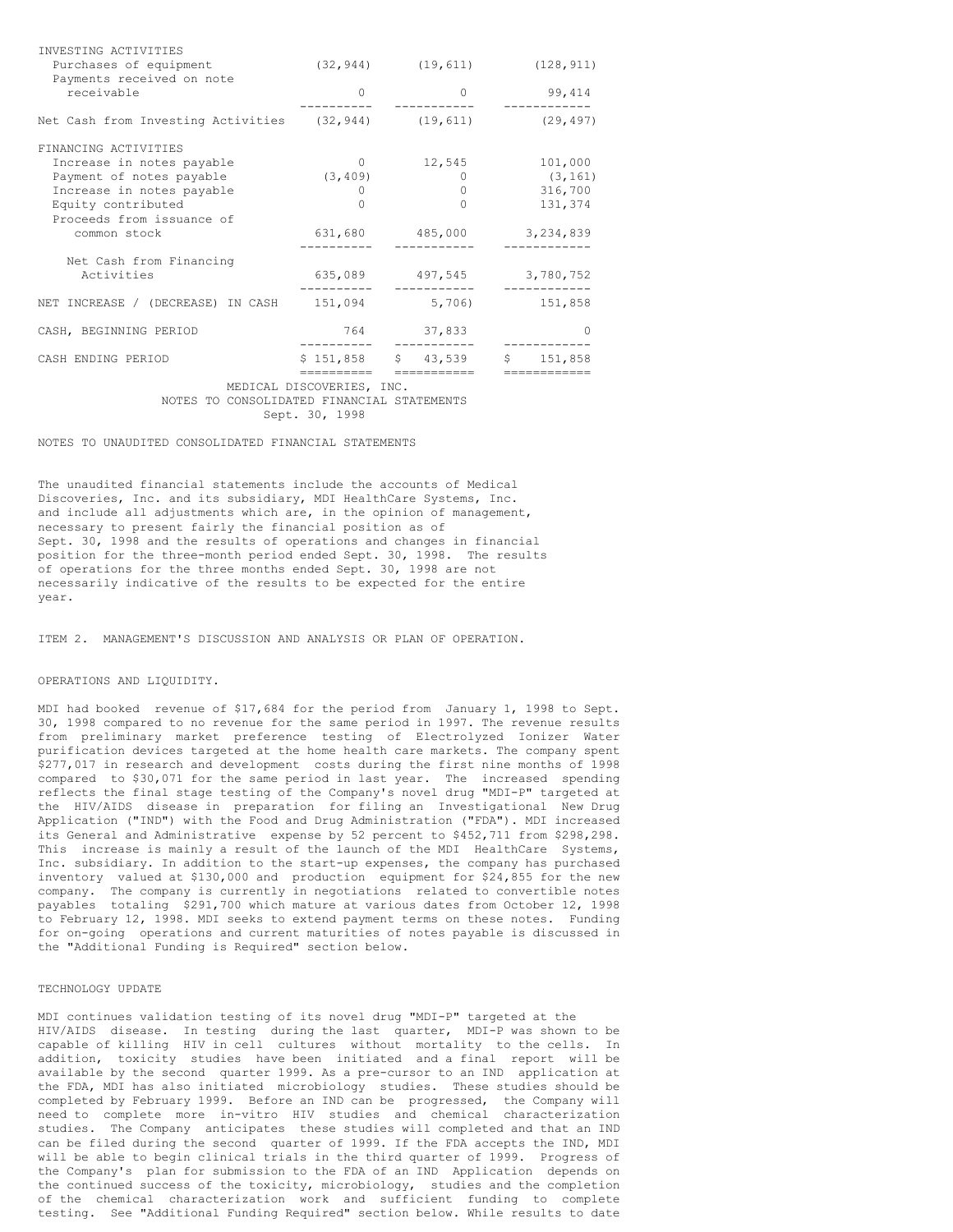| | | | |
|---|---|---|---|
| INVESTING ACTIVITIES | | | |
| Purchases of equipment | (32,944) | (19,611) | (128,911) |
| Payments received on note receivable | 0 | 0 | 99,414 |
| Net Cash from Investing Activities | (32,944) | (19,611) | (29,497) |
| FINANCING ACTIVITIES | | | |
| Increase in notes payable | 0 | 12,545 | 101,000 |
| Payment of notes payable | (3,409) | 0 | (3,161) |
| Increase in notes payable | 0 | 0 | 316,700 |
| Equity contributed | 0 | 0 | 131,374 |
| Proceeds from issuance of common stock | 631,680 | 485,000 | 3,234,839 |
| Net Cash from Financing Activities | 635,089 | 497,545 | 3,780,752 |
| NET INCREASE / (DECREASE) IN CASH | 151,094 | 5,706) | 151,858 |
| CASH, BEGINNING PERIOD | 764 | 37,833 | 0 |
| CASH ENDING PERIOD | $ 151,858 | $ 43,539 | $ 151,858 |

MEDICAL DISCOVERIES, INC.
NOTES TO CONSOLIDATED FINANCIAL STATEMENTS
Sept. 30, 1998

NOTES TO UNAUDITED CONSOLIDATED FINANCIAL STATEMENTS

The unaudited financial statements include the accounts of Medical Discoveries, Inc. and its subsidiary, MDI HealthCare Systems, Inc. and include all adjustments which are, in the opinion of management, necessary to present fairly the financial position as of Sept. 30, 1998 and the results of operations and changes in financial position for the three-month period ended Sept. 30, 1998. The results of operations for the three months ended Sept. 30, 1998 are not necessarily indicative of the results to be expected for the entire year.

ITEM 2. MANAGEMENT'S DISCUSSION AND ANALYSIS OR PLAN OF OPERATION.

OPERATIONS AND LIQUIDITY.

MDI had booked revenue of $17,684 for the period from January 1, 1998 to Sept. 30, 1998 compared to no revenue for the same period in 1997. The revenue results from preliminary market preference testing of Electrolyzed Ionizer Water purification devices targeted at the home health care markets. The company spent $277,017 in research and development costs during the first nine months of 1998 compared to $30,071 for the same period in last year. The increased spending reflects the final stage testing of the Company's novel drug "MDI-P" targeted at the HIV/AIDS disease in preparation for filing an Investigational New Drug Application ("IND") with the Food and Drug Administration ("FDA"). MDI increased its General and Administrative expense by 52 percent to $452,711 from $298,298. This increase is mainly a result of the launch of the MDI HealthCare Systems, Inc. subsidiary. In addition to the start-up expenses, the company has purchased inventory valued at $130,000 and production equipment for $24,855 for the new company. The company is currently in negotiations related to convertible notes payables totaling $291,700 which mature at various dates from October 12, 1998 to February 12, 1998. MDI seeks to extend payment terms on these notes. Funding for on-going operations and current maturities of notes payable is discussed in the "Additional Funding is Required" section below.

TECHNOLOGY UPDATE

MDI continues validation testing of its novel drug "MDI-P" targeted at the HIV/AIDS disease. In testing during the last quarter, MDI-P was shown to be capable of killing HIV in cell cultures without mortality to the cells. In addition, toxicity studies have been initiated and a final report will be available by the second quarter 1999. As a pre-cursor to an IND application at the FDA, MDI has also initiated microbiology studies. These studies should be completed by February 1999. Before an IND can be progressed, the Company will need to complete more in-vitro HIV studies and chemical characterization studies. The Company anticipates these studies will completed and that an IND can be filed during the second quarter of 1999. If the FDA accepts the IND, MDI will be able to begin clinical trials in the third quarter of 1999. Progress of the Company's plan for submission to the FDA of an IND Application depends on the continued success of the toxicity, microbiology, studies and the completion of the chemical characterization work and sufficient funding to complete testing. See "Additional Funding Required" section below. While results to date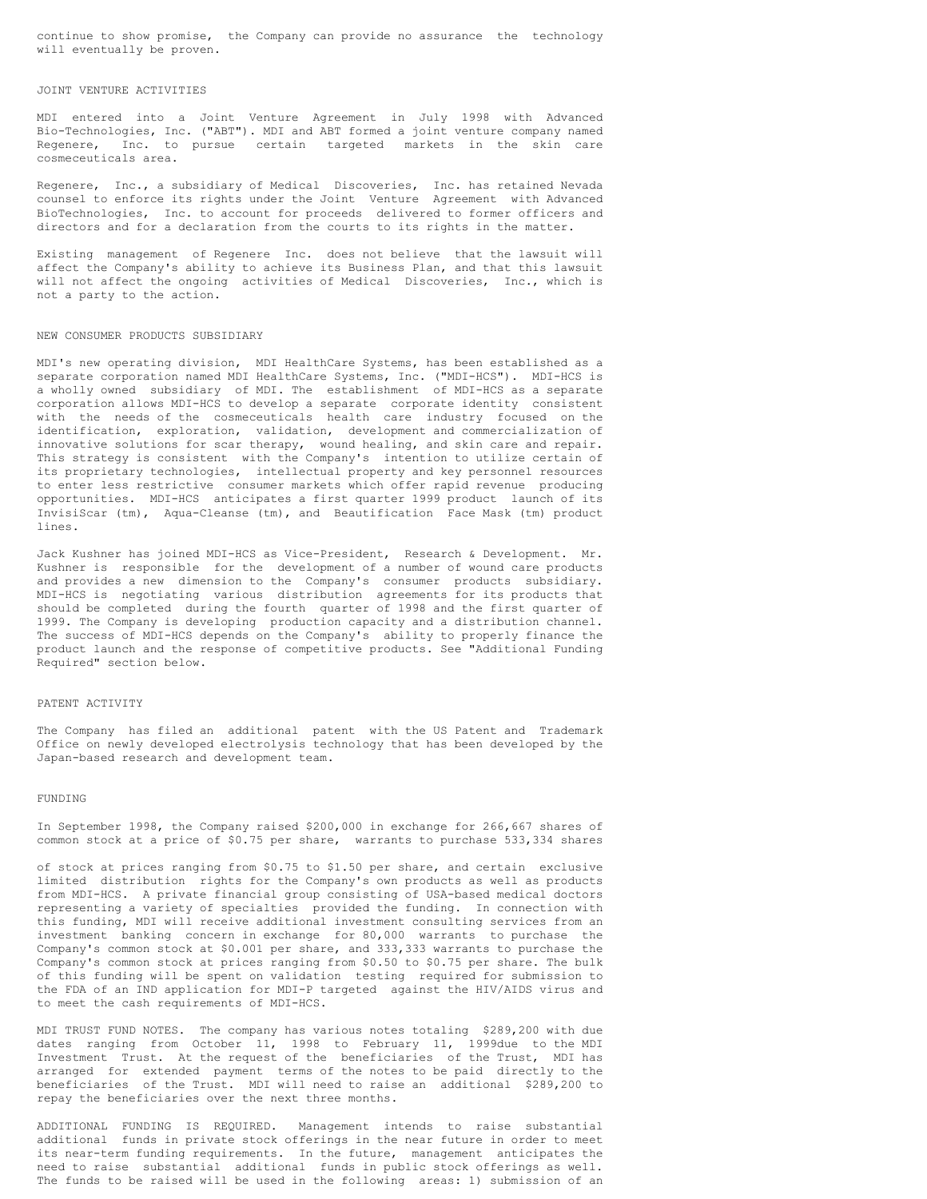continue to show promise, the Company can provide no assurance the technology will eventually be proven.

## JOINT VENTURE ACTIVITIES

MDI entered into a Joint Venture Agreement in July 1998 with Advanced Bio-Technologies, Inc. ("ABT"). MDI and ABT formed a joint venture company named Regenere, Inc. to pursue certain targeted markets in the skin care cosmeceuticals area.

Regenere, Inc., a subsidiary of Medical Discoveries, Inc. has retained Nevada counsel to enforce its rights under the Joint Venture Agreement with Advanced BioTechnologies, Inc. to account for proceeds delivered to former officers and directors and for a declaration from the courts to its rights in the matter.

Existing management of Regenere Inc. does not believe that the lawsuit will affect the Company's ability to achieve its Business Plan, and that this lawsuit will not affect the ongoing activities of Medical Discoveries, Inc., which is not a party to the action.

## NEW CONSUMER PRODUCTS SUBSIDIARY

MDI's new operating division, MDI HealthCare Systems, has been established as a separate corporation named MDI HealthCare Systems, Inc. ("MDI-HCS"). MDI-HCS is a wholly owned subsidiary of MDI. The establishment of MDI-HCS as a separate corporation allows MDI-HCS to develop a separate corporate identity consistent with the needs of the cosmeceuticals health care industry focused on the identification, exploration, validation, development and commercialization of innovative solutions for scar therapy, wound healing, and skin care and repair. This strategy is consistent with the Company's intention to utilize certain of its proprietary technologies, intellectual property and key personnel resources to enter less restrictive consumer markets which offer rapid revenue producing opportunities. MDI-HCS anticipates a first quarter 1999 product launch of its InvisiScar (tm), Aqua-Cleanse (tm), and Beautification Face Mask (tm) product lines.

Jack Kushner has joined MDI-HCS as Vice-President, Research & Development. Mr. Kushner is responsible for the development of a number of wound care products and provides a new dimension to the Company's consumer products subsidiary. MDI-HCS is negotiating various distribution agreements for its products that should be completed during the fourth quarter of 1998 and the first quarter of 1999. The Company is developing production capacity and a distribution channel. The success of MDI-HCS depends on the Company's ability to properly finance the product launch and the response of competitive products. See "Additional Funding Required" section below.

## PATENT ACTIVITY

The Company has filed an additional patent with the US Patent and Trademark Office on newly developed electrolysis technology that has been developed by the Japan-based research and development team.

## FUNDING

In September 1998, the Company raised $200,000 in exchange for 266,667 shares of common stock at a price of $0.75 per share, warrants to purchase 533,334 shares of stock at prices ranging from $0.75 to $1.50 per share, and certain exclusive limited distribution rights for the Company's own products as well as products from MDI-HCS. A private financial group consisting of USA-based medical doctors representing a variety of specialties provided the funding. In connection with this funding, MDI will receive additional investment consulting services from an investment banking concern in exchange for 80,000 warrants to purchase the Company's common stock at $0.001 per share, and 333,333 warrants to purchase the Company's common stock at prices ranging from $0.50 to $0.75 per share. The bulk of this funding will be spent on validation testing required for submission to the FDA of an IND application for MDI-P targeted against the HIV/AIDS virus and to meet the cash requirements of MDI-HCS.

MDI TRUST FUND NOTES. The company has various notes totaling $289,200 with due dates ranging from October 11, 1998 to February 11, 1999due to the MDI Investment Trust. At the request of the beneficiaries of the Trust, MDI has arranged for extended payment terms of the notes to be paid directly to the beneficiaries of the Trust. MDI will need to raise an additional $289,200 to repay the beneficiaries over the next three months.

ADDITIONAL FUNDING IS REQUIRED. Management intends to raise substantial additional funds in private stock offerings in the near future in order to meet its near-term funding requirements. In the future, management anticipates the need to raise substantial additional funds in public stock offerings as well. The funds to be raised will be used in the following areas: 1) submission of an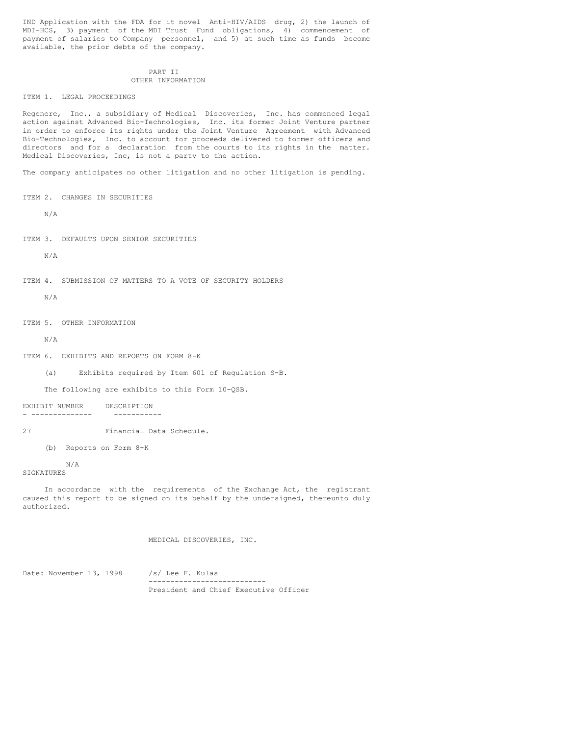IND Application with the FDA for it novel Anti-HIV/AIDS drug, 2) the launch of MDI-HCS, 3) payment of the MDI Trust Fund obligations, 4) commencement of payment of salaries to Company personnel, and 5) at such time as funds become available, the prior debts of the company.

## PART II
## OTHER INFORMATION

### ITEM 1. LEGAL PROCEEDINGS

Regenere, Inc., a subsidiary of Medical Discoveries, Inc. has commenced legal action against Advanced Bio-Technologies, Inc. its former Joint Venture partner in order to enforce its rights under the Joint Venture Agreement with Advanced Bio-Technologies, Inc. to account for proceeds delivered to former officers and directors and for a declaration from the courts to its rights in the matter. Medical Discoveries, Inc, is not a party to the action.

The company anticipates no other litigation and no other litigation is pending.

### ITEM 2. CHANGES IN SECURITIES

N/A

### ITEM 3. DEFAULTS UPON SENIOR SECURITIES

N/A

### ITEM 4. SUBMISSION OF MATTERS TO A VOTE OF SECURITY HOLDERS

N/A

### ITEM 5. OTHER INFORMATION

N/A

### ITEM 6. EXHIBITS AND REPORTS ON FORM 8-K

(a) Exhibits required by Item 601 of Regulation S-B.

The following are exhibits to this Form 10-QSB.

| EXHIBIT NUMBER | DESCRIPTION |
|---|---|
| 27 | Financial Data Schedule. |

(b) Reports on Form 8-K

N/A

## SIGNATURES

In accordance with the requirements of the Exchange Act, the registrant caused this report to be signed on its behalf by the undersigned, thereunto duly authorized.

MEDICAL DISCOVERIES, INC.

Date: November 13, 1998

/s/ Lee F. Kulas

President and Chief Executive Officer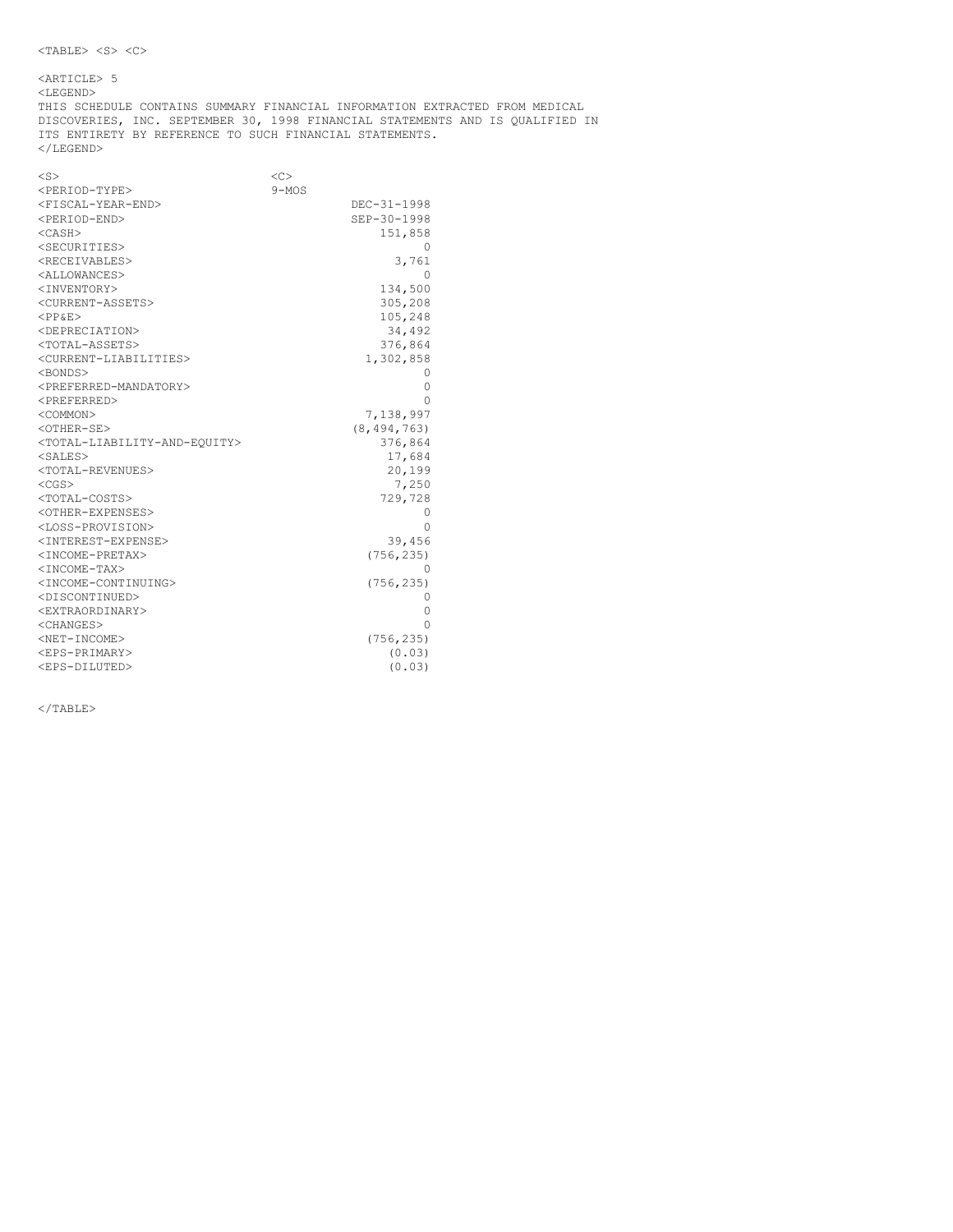<TABLE> <S> <C>

<ARTICLE> 5

<LEGEND>

THIS SCHEDULE CONTAINS SUMMARY FINANCIAL INFORMATION EXTRACTED FROM MEDICAL DISCOVERIES, INC. SEPTEMBER 30, 1998 FINANCIAL STATEMENTS AND IS QUALIFIED IN ITS ENTIRETY BY REFERENCE TO SUCH FINANCIAL STATEMENTS.

</LEGEND>

| <S> | <C> |
|---|---|
| <PERIOD-TYPE> | 9-MOS |
| <FISCAL-YEAR-END> | DEC-31-1998 |
| <PERIOD-END> | SEP-30-1998 |
| <CASH> | 151,858 |
| <SECURITIES> | 0 |
| <RECEIVABLES> | 3,761 |
| <ALLOWANCES> | 0 |
| <INVENTORY> | 134,500 |
| <CURRENT-ASSETS> | 305,208 |
| <PP&E> | 105,248 |
| <DEPRECIATION> | 34,492 |
| <TOTAL-ASSETS> | 376,864 |
| <CURRENT-LIABILITIES> | 1,302,858 |
| <BONDS> | 0 |
| <PREFERRED-MANDATORY> | 0 |
| <PREFERRED> | 0 |
| <COMMON> | 7,138,997 |
| <OTHER-SE> | (8,494,763) |
| <TOTAL-LIABILITY-AND-EQUITY> | 376,864 |
| <SALES> | 17,684 |
| <TOTAL-REVENUES> | 20,199 |
| <CGS> | 7,250 |
| <TOTAL-COSTS> | 729,728 |
| <OTHER-EXPENSES> | 0 |
| <LOSS-PROVISION> | 0 |
| <INTEREST-EXPENSE> | 39,456 |
| <INCOME-PRETAX> | (756,235) |
| <INCOME-TAX> | 0 |
| <INCOME-CONTINUING> | (756,235) |
| <DISCONTINUED> | 0 |
| <EXTRAORDINARY> | 0 |
| <CHANGES> | 0 |
| <NET-INCOME> | (756,235) |
| <EPS-PRIMARY> | (0.03) |
| <EPS-DILUTED> | (0.03) |

</TABLE>